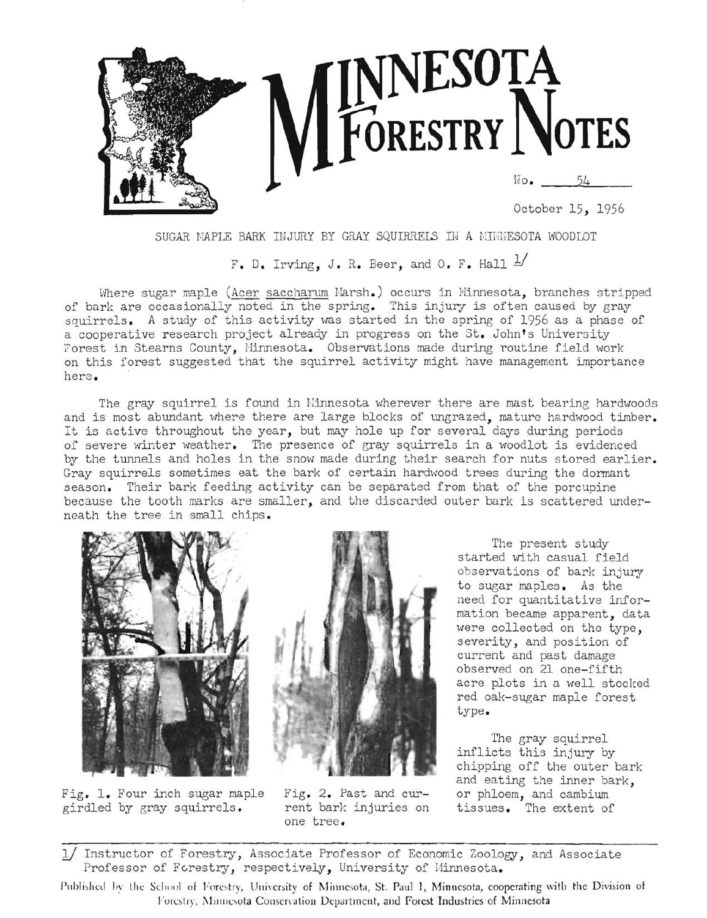# MINNESOTA FORESTRY NOTES

No. 54

October 15, 1956

## SUGAR MAPLE BARK INJURY BY GRAY SQUIRRELS IN A MINNESOTA WOODLOT

F. D. Irving, J. R. Beer, and O. F. Hall [1]

Where sugar maple (Acer saccharum Marsh.) occurs in Minnesota, branches stripped of bark are occasionally noted in the spring. This injury is often caused by gray squirrels. A study of this activity was started in the spring of 1956 as a phase of a cooperative research project already in progress on the St. John's University Forest in Stearns County, Minnesota. Observations made during routine field work on this forest suggested that the squirrel activity might have management importance here.

The gray squirrel is found in Minnesota wherever there are mast bearing hardwoods and is most abundant where there are large blocks of ungrazed, mature hardwood timber. It is active throughout the year, but may hole up for several days during periods of severe winter weather. The presence of gray squirrels in a woodlot is evidenced by the tunnels and holes in the snow made during their search for nuts stored earlier. Gray squirrels sometimes eat the bark of certain hardwood trees during the dormant season. Their bark feeding activity can be separated from that of the porcupine because the tooth marks are smaller, and the discarded outer bark is scattered underneath the tree in small chips.

Fig. 1. Four inch sugar maple girdled by gray squirrels.

Fig. 2. Past and current bark injuries on one tree.

The present study started with casual field observations of bark injury to sugar maples. As the need for quantitative information became apparent, data were collected on the type, severity, and position of current and past damage observed on 21 one-fifth acre plots in a well stocked red oak-sugar maple forest type.

The gray squirrel inflicts this injury by chipping off the outer bark and eating the inner bark, or phloem, and cambium tissues. The extent of

---

[1] Instructor of Forestry, Associate Professor of Economic Zoology, and Associate Professor of Forestry, respectively, University of Minnesota.

Published by the School of Forestry, University of Minnesota, St. Paul 1, Minnesota, cooperating with the Division of Forestry, Minnesota Conservation Department, and Forest Industries of Minnesota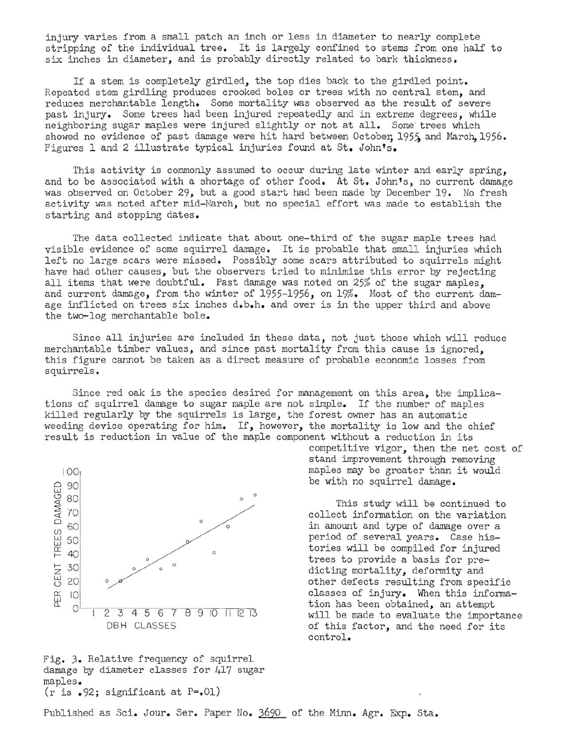injury varies from a small patch an inch or less in diameter to nearly complete stripping of the individual tree. It is largely confined to stems from one half to six inches in diameter, and is probably directly related to bark thickness.

If a stem is completely girdled, the top dies back to the girdled point. Repeated stem girdling produces crooked boles or trees with no central stem, and reduces merchantable length. Some mortality was observed as the result of severe past injury. Some trees had been injured repeatedly and in extreme degrees, while neighboring sugar maples were injured slightly or not at all. Some trees which showed no evidence of past damage were hit hard between October, 1955 and March, 1956. Figures 1 and 2 illustrate typical injuries found at St. John's.

This activity is commonly assumed to occur during late winter and early spring, and to be associated with a shortage of other food. At St. John's, no current damage was observed on October 29, but a good start had been made by December 19. No fresh activity was noted after mid-March, but no special effort was made to establish the starting and stopping dates.

The data collected indicate that about one-third of the sugar maple trees had visible evidence of some squirrel damage. It is probable that small injuries which left no large scars were missed. Possibly some scars attributed to squirrels might have had other causes, but the observers tried to minimize this error by rejecting all items that were doubtful. Past damage was noted on 25% of the sugar maples, and current damage, from the winter of 1955-1956, on 19%. Most of the current damage inflicted on trees six inches d.b.h. and over is in the upper third and above the two-log merchantable bole.

Since all injuries are included in these data, not just those which will reduce merchantable timber values, and since past mortality from this cause is ignored, this figure cannot be taken as a direct measure of probable economic losses from squirrels.

Since red oak is the species desired for management on this area, the implications of squirrel damage to sugar maple are not simple. If the number of maples killed regularly by the squirrels is large, the forest owner has an automatic weeding device operating for him. If, however, the mortality is low and the chief result is reduction in value of the maple component without a reduction in its competitive vigor, then the net cost of stand improvement through removing maples may be greater than it would be with no squirrel damage.

PER CENT TREES DAMAGED

100
90
80
70
60
50
40
30
20
10
0

1 2 3 4 5 6 7 8 9 10 11 12 13

DBH CLASSES

Fig. 3. Relative frequency of squirrel damage by diameter classes for 417 sugar maples.
($r$ is .92; significant at $P$=.01)

This study will be continued to collect information on the variation in amount and type of damage over a period of several years. Case histories will be compiled for injured trees to provide a basis for predicting mortality, deformity and other defects resulting from specific classes of injury. When this information has been obtained, an attempt will be made to evaluate the importance of this factor, and the need for its control.

Published as Sci. Jour. Ser. Paper No. 3690 of the Minn. Agr. Exp. Sta.